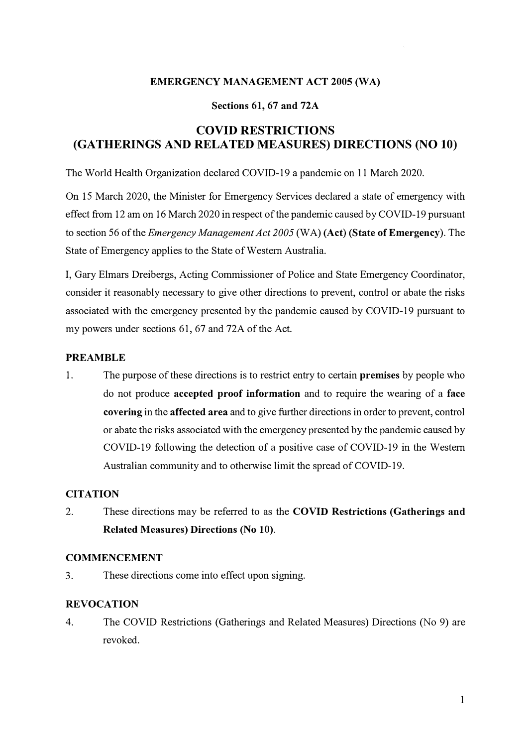**EMERGENCY MANAGEMENT ACT 2005 (WA)**

**Sections 61, 67 and 72A**

# COVID RESTRICTIONS (GATHERINGS AND RELATED MEASURES) DIRECTIONS (NO 10)

The World Health Organization declared COVID-19 a pandemic on 11 March 2020.

On 15 March 2020, the Minister for Emergency Services declared a state of emergency with effect from 12 am on 16 March 2020 in respect of the pandemic caused by COVID-19 pursuant to section 56 of the *Emergency Management Act 2005* (WA) **(Act)** **(State of Emergency)**. The State of Emergency applies to the State of Western Australia.

I, Gary Elmars Dreibergs, Acting Commissioner of Police and State Emergency Coordinator, consider it reasonably necessary to give other directions to prevent, control or abate the risks associated with the emergency presented by the pandemic caused by COVID-19 pursuant to my powers under sections 61, 67 and 72A of the Act.

## PREAMBLE

1. The purpose of these directions is to restrict entry to certain **premises** by people who do not produce **accepted proof information** and to require the wearing of a **face covering** in the **affected area** and to give further directions in order to prevent, control or abate the risks associated with the emergency presented by the pandemic caused by COVID-19 following the detection of a positive case of COVID-19 in the Western Australian community and to otherwise limit the spread of COVID-19.

## CITATION

2. These directions may be referred to as the **COVID Restrictions (Gatherings and Related Measures) Directions (No 10)**.

## COMMENCEMENT

3. These directions come into effect upon signing.

## REVOCATION

4. The COVID Restrictions (Gatherings and Related Measures) Directions (No 9) are revoked.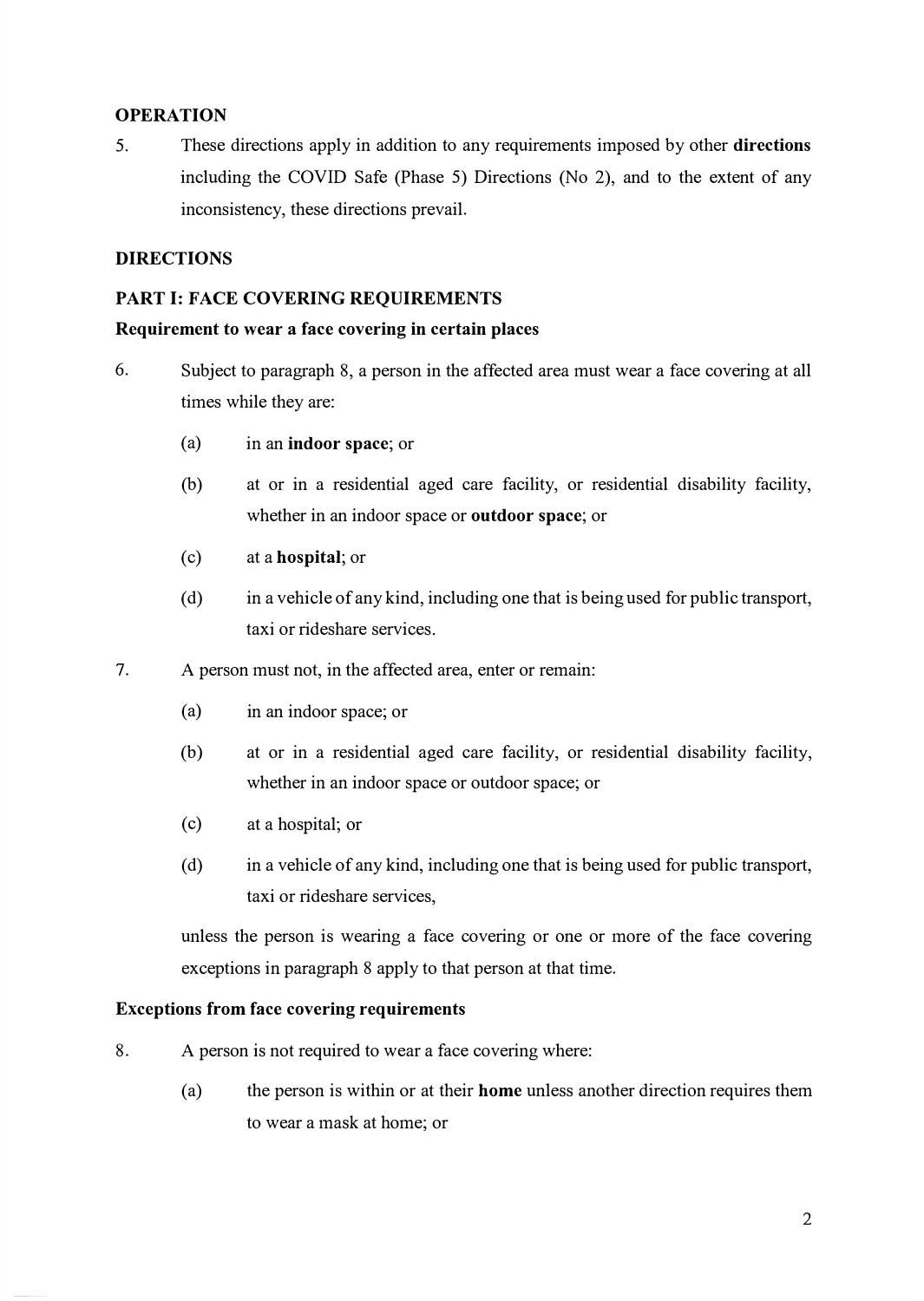## OPERATION

5. These directions apply in addition to any requirements imposed by other **directions** including the COVID Safe (Phase 5) Directions (No 2), and to the extent of any inconsistency, these directions prevail.

## DIRECTIONS

### PART I: FACE COVERING REQUIREMENTS

#### Requirement to wear a face covering in certain places

6. Subject to paragraph 8, a person in the affected area must wear a face covering at all times while they are:

   (a) in an **indoor space**; or

   (b) at or in a residential aged care facility, or residential disability facility, whether in an indoor space or **outdoor space**; or

   (c) at a **hospital**; or

   (d) in a vehicle of any kind, including one that is being used for public transport, taxi or rideshare services.

7. A person must not, in the affected area, enter or remain:

   (a) in an indoor space; or

   (b) at or in a residential aged care facility, or residential disability facility, whether in an indoor space or outdoor space; or

   (c) at a hospital; or

   (d) in a vehicle of any kind, including one that is being used for public transport, taxi or rideshare services,

   unless the person is wearing a face covering or one or more of the face covering exceptions in paragraph 8 apply to that person at that time.

#### Exceptions from face covering requirements

8. A person is not required to wear a face covering where:

   (a) the person is within or at their **home** unless another direction requires them to wear a mask at home; or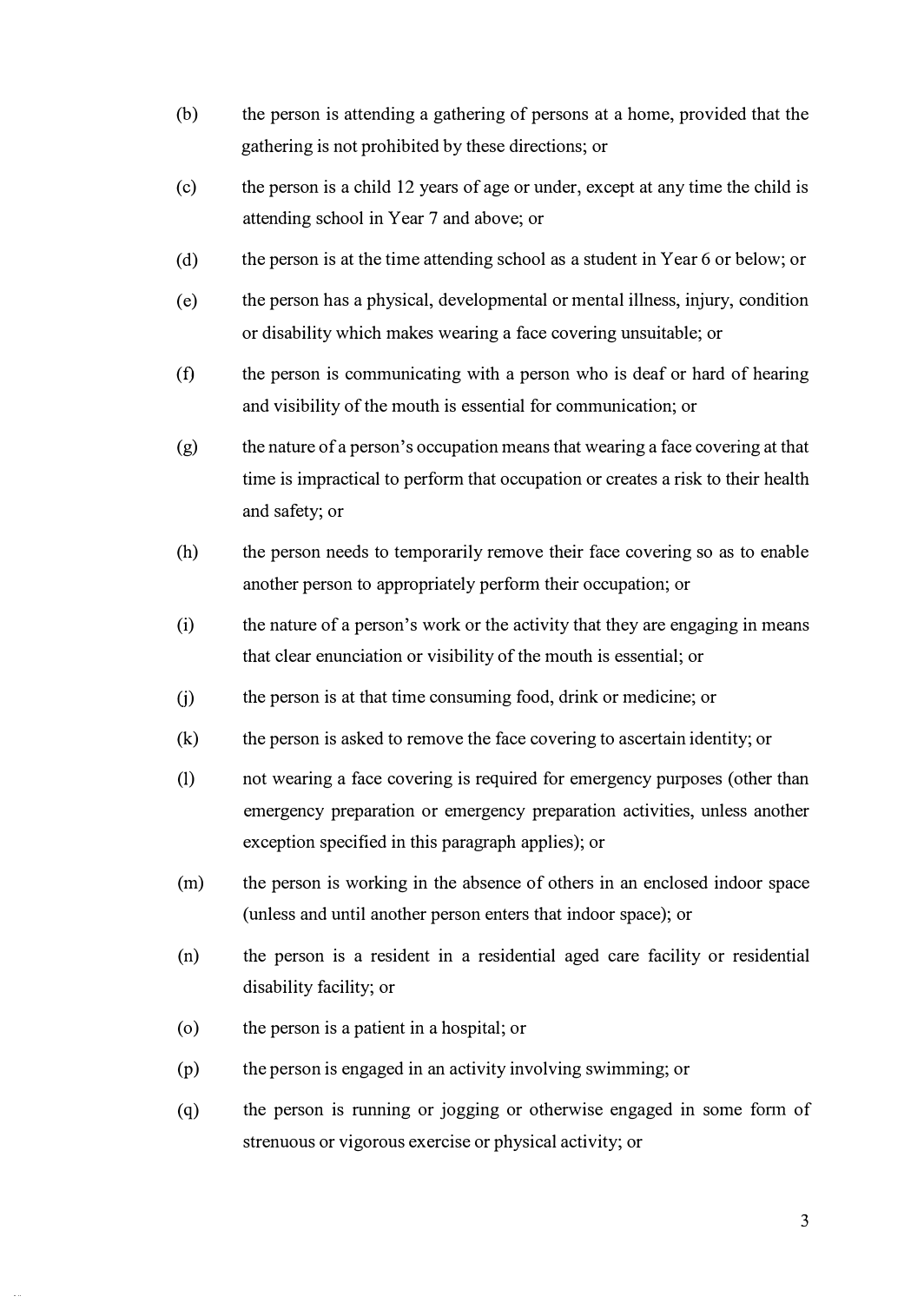(b) the person is attending a gathering of persons at a home, provided that the gathering is not prohibited by these directions; or

(c) the person is a child 12 years of age or under, except at any time the child is attending school in Year 7 and above; or

(d) the person is at the time attending school as a student in Year 6 or below; or

(e) the person has a physical, developmental or mental illness, injury, condition or disability which makes wearing a face covering unsuitable; or

(f) the person is communicating with a person who is deaf or hard of hearing and visibility of the mouth is essential for communication; or

(g) the nature of a person's occupation means that wearing a face covering at that time is impractical to perform that occupation or creates a risk to their health and safety; or

(h) the person needs to temporarily remove their face covering so as to enable another person to appropriately perform their occupation; or

(i) the nature of a person's work or the activity that they are engaging in means that clear enunciation or visibility of the mouth is essential; or

(j) the person is at that time consuming food, drink or medicine; or

(k) the person is asked to remove the face covering to ascertain identity; or

(l) not wearing a face covering is required for emergency purposes (other than emergency preparation or emergency preparation activities, unless another exception specified in this paragraph applies); or

(m) the person is working in the absence of others in an enclosed indoor space (unless and until another person enters that indoor space); or

(n) the person is a resident in a residential aged care facility or residential disability facility; or

(o) the person is a patient in a hospital; or

(p) the person is engaged in an activity involving swimming; or

(q) the person is running or jogging or otherwise engaged in some form of strenuous or vigorous exercise or physical activity; or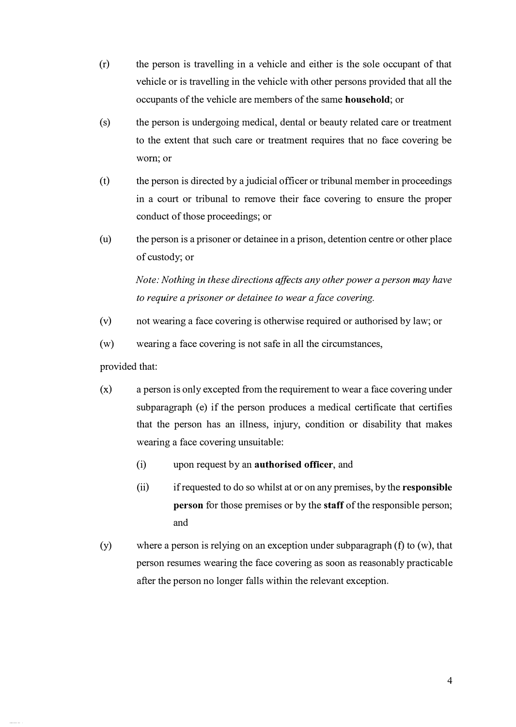(r) the person is travelling in a vehicle and either is the sole occupant of that vehicle or is travelling in the vehicle with other persons provided that all the occupants of the vehicle are members of the same **household**; or

(s) the person is undergoing medical, dental or beauty related care or treatment to the extent that such care or treatment requires that no face covering be worn; or

(t) the person is directed by a judicial officer or tribunal member in proceedings in a court or tribunal to remove their face covering to ensure the proper conduct of those proceedings; or

(u) the person is a prisoner or detainee in a prison, detention centre or other place of custody; or

*Note: Nothing in these directions affects any other power a person may have to require a prisoner or detainee to wear a face covering.*

(v) not wearing a face covering is otherwise required or authorised by law; or

(w) wearing a face covering is not safe in all the circumstances,

provided that:

(x) a person is only excepted from the requirement to wear a face covering under subparagraph (e) if the person produces a medical certificate that certifies that the person has an illness, injury, condition or disability that makes wearing a face covering unsuitable:

  (i) upon request by an **authorised officer**, and

  (ii) if requested to do so whilst at or on any premises, by the **responsible person** for those premises or by the **staff** of the responsible person; and

(y) where a person is relying on an exception under subparagraph (f) to (w), that person resumes wearing the face covering as soon as reasonably practicable after the person no longer falls within the relevant exception.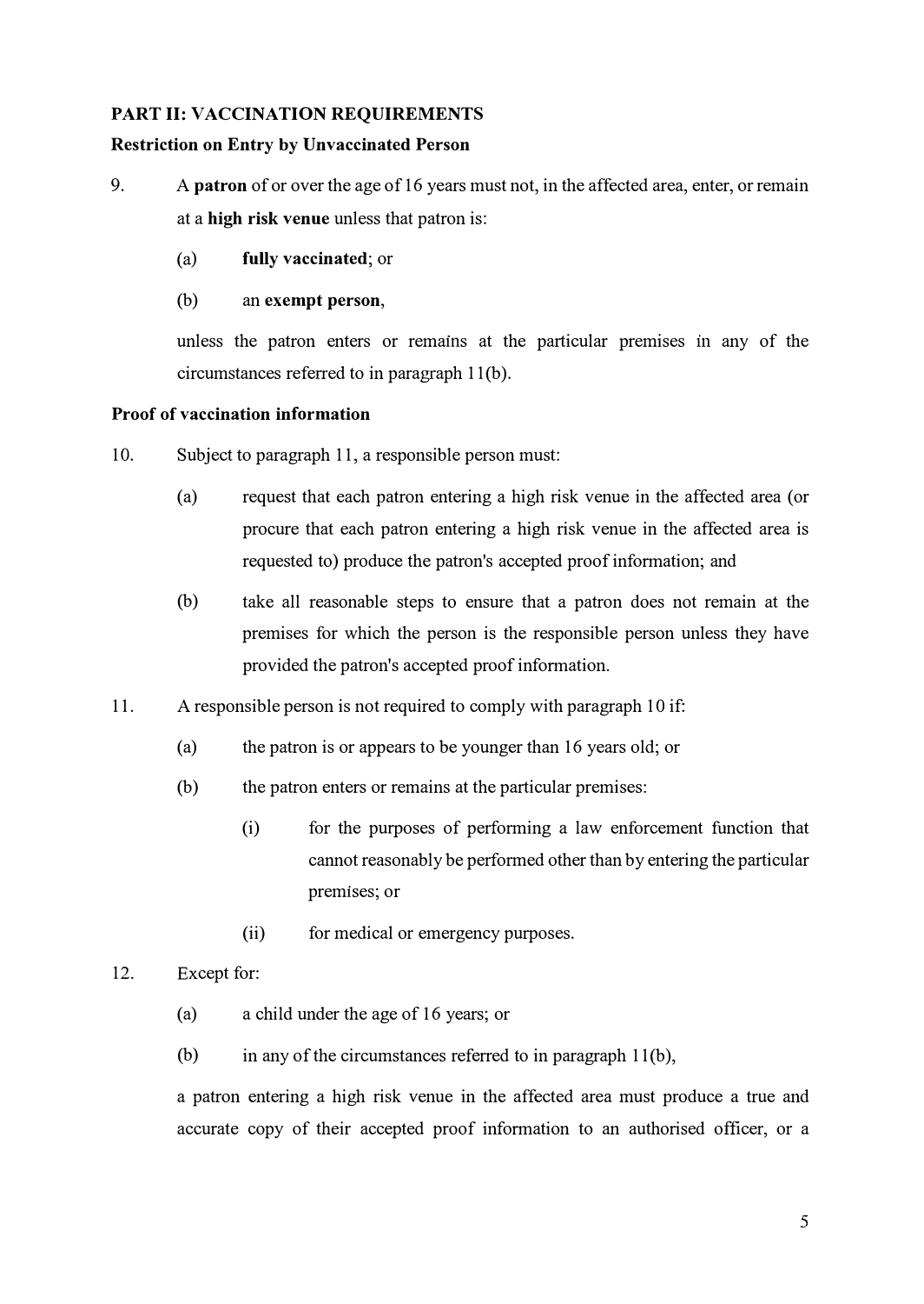## PART II: VACCINATION REQUIREMENTS

### Restriction on Entry by Unvaccinated Person

9. A **patron** of or over the age of 16 years must not, in the affected area, enter, or remain at a **high risk venue** unless that patron is:

   (a) **fully vaccinated**; or

   (b) an **exempt person**,

   unless the patron enters or remains at the particular premises in any of the circumstances referred to in paragraph 11(b).

### Proof of vaccination information

10. Subject to paragraph 11, a responsible person must:

    (a) request that each patron entering a high risk venue in the affected area (or procure that each patron entering a high risk venue in the affected area is requested to) produce the patron's accepted proof information; and

    (b) take all reasonable steps to ensure that a patron does not remain at the premises for which the person is the responsible person unless they have provided the patron's accepted proof information.

11. A responsible person is not required to comply with paragraph 10 if:

    (a) the patron is or appears to be younger than 16 years old; or

    (b) the patron enters or remains at the particular premises:

       (i) for the purposes of performing a law enforcement function that cannot reasonably be performed other than by entering the particular premises; or

       (ii) for medical or emergency purposes.

12. Except for:

    (a) a child under the age of 16 years; or

    (b) in any of the circumstances referred to in paragraph 11(b),

    a patron entering a high risk venue in the affected area must produce a true and accurate copy of their accepted proof information to an authorised officer, or a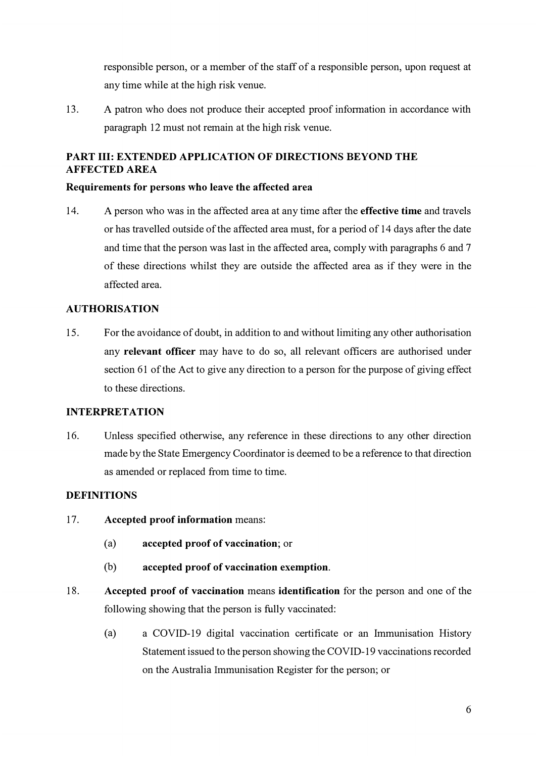responsible person, or a member of the staff of a responsible person, upon request at any time while at the high risk venue.

13. A patron who does not produce their accepted proof information in accordance with paragraph 12 must not remain at the high risk venue.

## PART III: EXTENDED APPLICATION OF DIRECTIONS BEYOND THE AFFECTED AREA

### Requirements for persons who leave the affected area

14. A person who was in the affected area at any time after the **effective time** and travels or has travelled outside of the affected area must, for a period of 14 days after the date and time that the person was last in the affected area, comply with paragraphs 6 and 7 of these directions whilst they are outside the affected area as if they were in the affected area.

## AUTHORISATION

15. For the avoidance of doubt, in addition to and without limiting any other authorisation any **relevant officer** may have to do so, all relevant officers are authorised under section 61 of the Act to give any direction to a person for the purpose of giving effect to these directions.

## INTERPRETATION

16. Unless specified otherwise, any reference in these directions to any other direction made by the State Emergency Coordinator is deemed to be a reference to that direction as amended or replaced from time to time.

## DEFINITIONS

17. **Accepted proof information** means:

    (a) **accepted proof of vaccination**; or

    (b) **accepted proof of vaccination exemption**.

18. **Accepted proof of vaccination** means **identification** for the person and one of the following showing that the person is fully vaccinated:

    (a) a COVID-19 digital vaccination certificate or an Immunisation History Statement issued to the person showing the COVID-19 vaccinations recorded on the Australia Immunisation Register for the person; or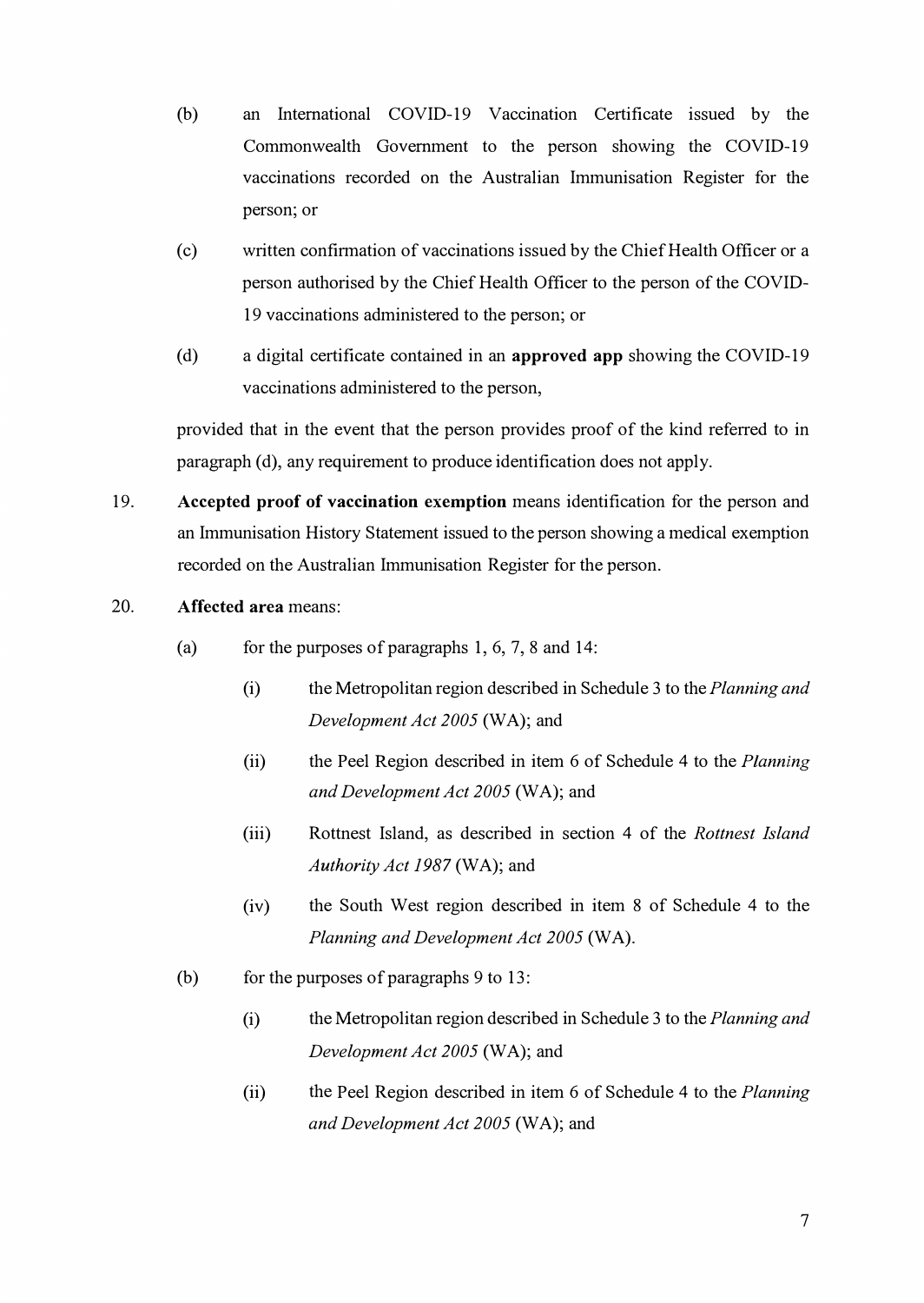(b) an International COVID-19 Vaccination Certificate issued by the Commonwealth Government to the person showing the COVID-19 vaccinations recorded on the Australian Immunisation Register for the person; or

(c) written confirmation of vaccinations issued by the Chief Health Officer or a person authorised by the Chief Health Officer to the person of the COVID-19 vaccinations administered to the person; or

(d) a digital certificate contained in an **approved app** showing the COVID-19 vaccinations administered to the person,

provided that in the event that the person provides proof of the kind referred to in paragraph (d), any requirement to produce identification does not apply.

19. **Accepted proof of vaccination exemption** means identification for the person and an Immunisation History Statement issued to the person showing a medical exemption recorded on the Australian Immunisation Register for the person.

20. **Affected area** means:

(a) for the purposes of paragraphs 1, 6, 7, 8 and 14:

(i) the Metropolitan region described in Schedule 3 to the *Planning and Development Act 2005* (WA); and

(ii) the Peel Region described in item 6 of Schedule 4 to the *Planning and Development Act 2005* (WA); and

(iii) Rottnest Island, as described in section 4 of the *Rottnest Island Authority Act 1987* (WA); and

(iv) the South West region described in item 8 of Schedule 4 to the *Planning and Development Act 2005* (WA).

(b) for the purposes of paragraphs 9 to 13:

(i) the Metropolitan region described in Schedule 3 to the *Planning and Development Act 2005* (WA); and

(ii) the Peel Region described in item 6 of Schedule 4 to the *Planning and Development Act 2005* (WA); and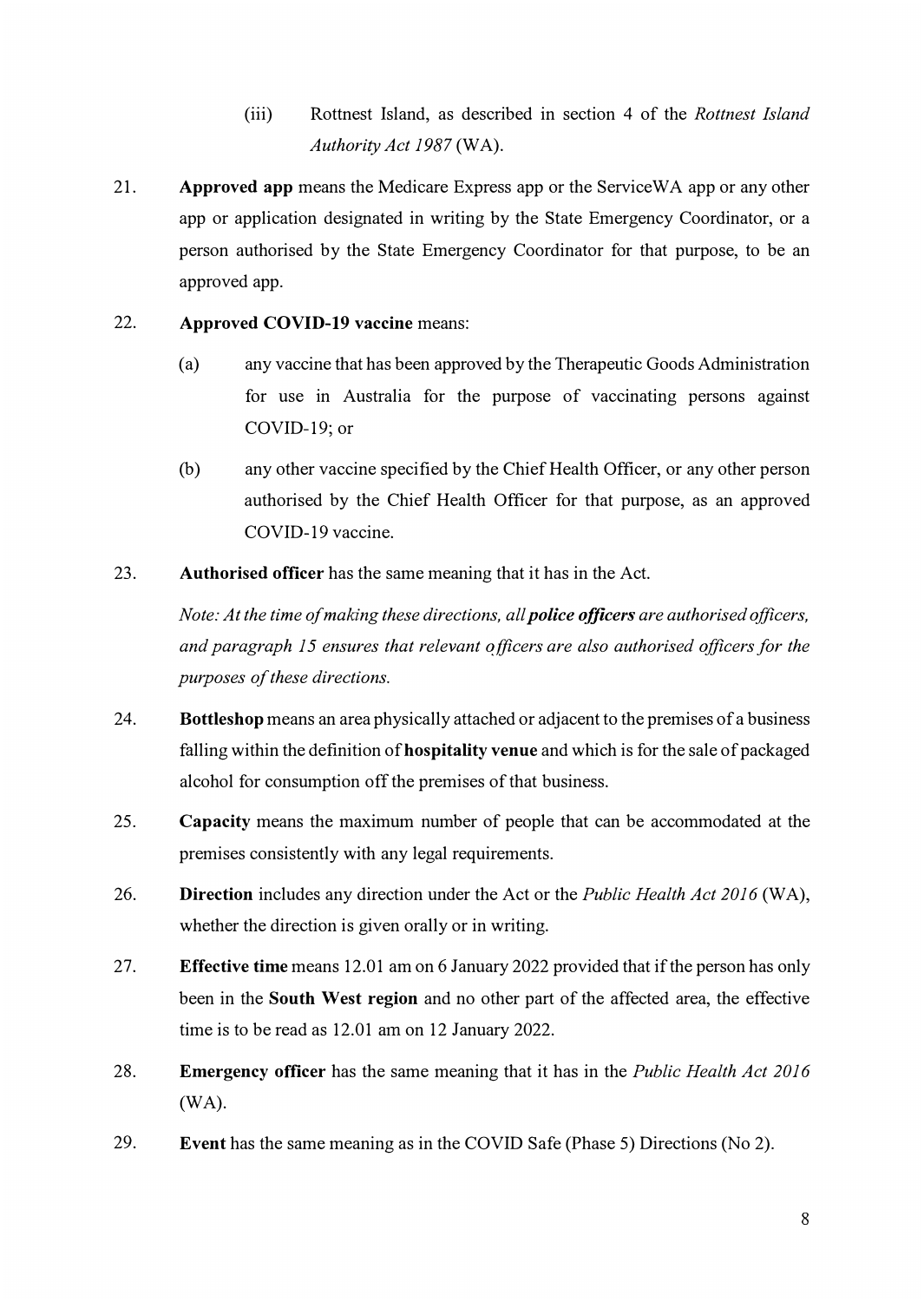(iii) Rottnest Island, as described in section 4 of the *Rottnest Island Authority Act 1987* (WA).

21. **Approved app** means the Medicare Express app or the ServiceWA app or any other app or application designated in writing by the State Emergency Coordinator, or a person authorised by the State Emergency Coordinator for that purpose, to be an approved app.

22. **Approved COVID-19 vaccine** means:

    (a) any vaccine that has been approved by the Therapeutic Goods Administration for use in Australia for the purpose of vaccinating persons against COVID-19; or

    (b) any other vaccine specified by the Chief Health Officer, or any other person authorised by the Chief Health Officer for that purpose, as an approved COVID-19 vaccine.

23. **Authorised officer** has the same meaning that it has in the Act.

    *Note: At the time of making these directions, all **police officers** are authorised officers, and paragraph 15 ensures that relevant officers are also authorised officers for the purposes of these directions.*

24. **Bottleshop** means an area physically attached or adjacent to the premises of a business falling within the definition of **hospitality venue** and which is for the sale of packaged alcohol for consumption off the premises of that business.

25. **Capacity** means the maximum number of people that can be accommodated at the premises consistently with any legal requirements.

26. **Direction** includes any direction under the Act or the *Public Health Act 2016* (WA), whether the direction is given orally or in writing.

27. **Effective time** means 12.01 am on 6 January 2022 provided that if the person has only been in the **South West region** and no other part of the affected area, the effective time is to be read as 12.01 am on 12 January 2022.

28. **Emergency officer** has the same meaning that it has in the *Public Health Act 2016* (WA).

29. **Event** has the same meaning as in the COVID Safe (Phase 5) Directions (No 2).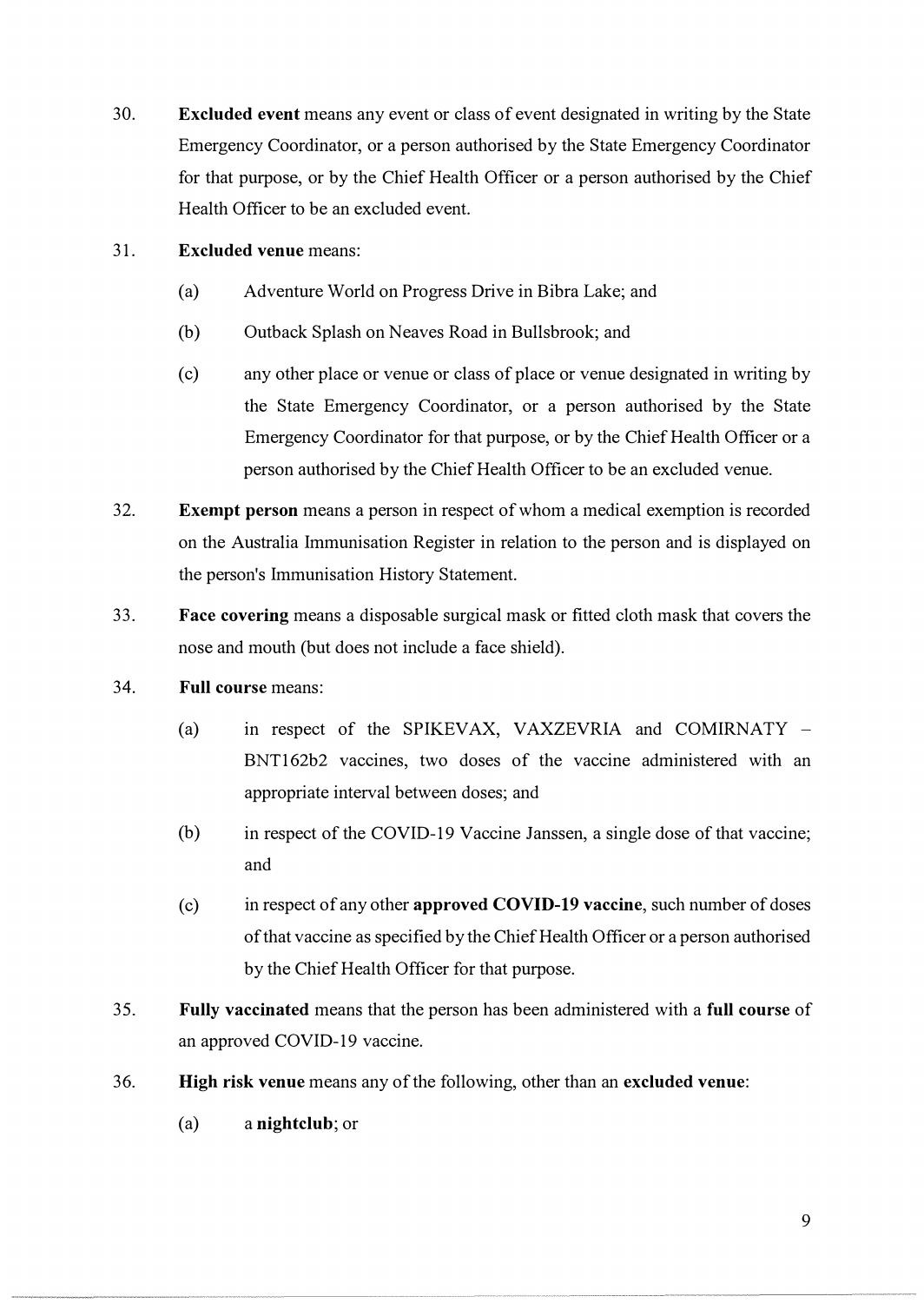30. **Excluded event** means any event or class of event designated in writing by the State Emergency Coordinator, or a person authorised by the State Emergency Coordinator for that purpose, or by the Chief Health Officer or a person authorised by the Chief Health Officer to be an excluded event.

31. **Excluded venue** means:

    (a) Adventure World on Progress Drive in Bibra Lake; and

    (b) Outback Splash on Neaves Road in Bullsbrook; and

    (c) any other place or venue or class of place or venue designated in writing by the State Emergency Coordinator, or a person authorised by the State Emergency Coordinator for that purpose, or by the Chief Health Officer or a person authorised by the Chief Health Officer to be an excluded venue.

32. **Exempt person** means a person in respect of whom a medical exemption is recorded on the Australia Immunisation Register in relation to the person and is displayed on the person's Immunisation History Statement.

33. **Face covering** means a disposable surgical mask or fitted cloth mask that covers the nose and mouth (but does not include a face shield).

34. **Full course** means:

    (a) in respect of the SPIKEVAX, VAXZEVRIA and COMIRNATY – BNT162b2 vaccines, two doses of the vaccine administered with an appropriate interval between doses; and

    (b) in respect of the COVID-19 Vaccine Janssen, a single dose of that vaccine; and

    (c) in respect of any other **approved COVID-19 vaccine**, such number of doses of that vaccine as specified by the Chief Health Officer or a person authorised by the Chief Health Officer for that purpose.

35. **Fully vaccinated** means that the person has been administered with a **full course** of an approved COVID-19 vaccine.

36. **High risk venue** means any of the following, other than an **excluded venue**:

    (a) a **nightclub**; or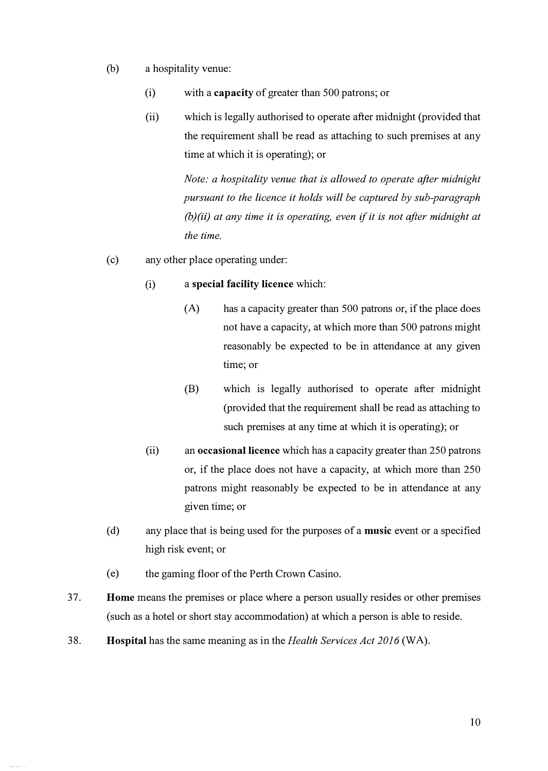(b) a hospitality venue:

  (i) with a **capacity** of greater than 500 patrons; or

  (ii) which is legally authorised to operate after midnight (provided that the requirement shall be read as attaching to such premises at any time at which it is operating); or

  *Note: a hospitality venue that is allowed to operate after midnight pursuant to the licence it holds will be captured by sub-paragraph (b)(ii) at any time it is operating, even if it is not after midnight at the time.*

(c) any other place operating under:

  (i) a **special facility licence** which:

    (A) has a capacity greater than 500 patrons or, if the place does not have a capacity, at which more than 500 patrons might reasonably be expected to be in attendance at any given time; or

    (B) which is legally authorised to operate after midnight (provided that the requirement shall be read as attaching to such premises at any time at which it is operating); or

  (ii) an **occasional licence** which has a capacity greater than 250 patrons or, if the place does not have a capacity, at which more than 250 patrons might reasonably be expected to be in attendance at any given time; or

(d) any place that is being used for the purposes of a **music** event or a specified high risk event; or

(e) the gaming floor of the Perth Crown Casino.

37. **Home** means the premises or place where a person usually resides or other premises (such as a hotel or short stay accommodation) at which a person is able to reside.

38. **Hospital** has the same meaning as in the *Health Services Act 2016* (WA).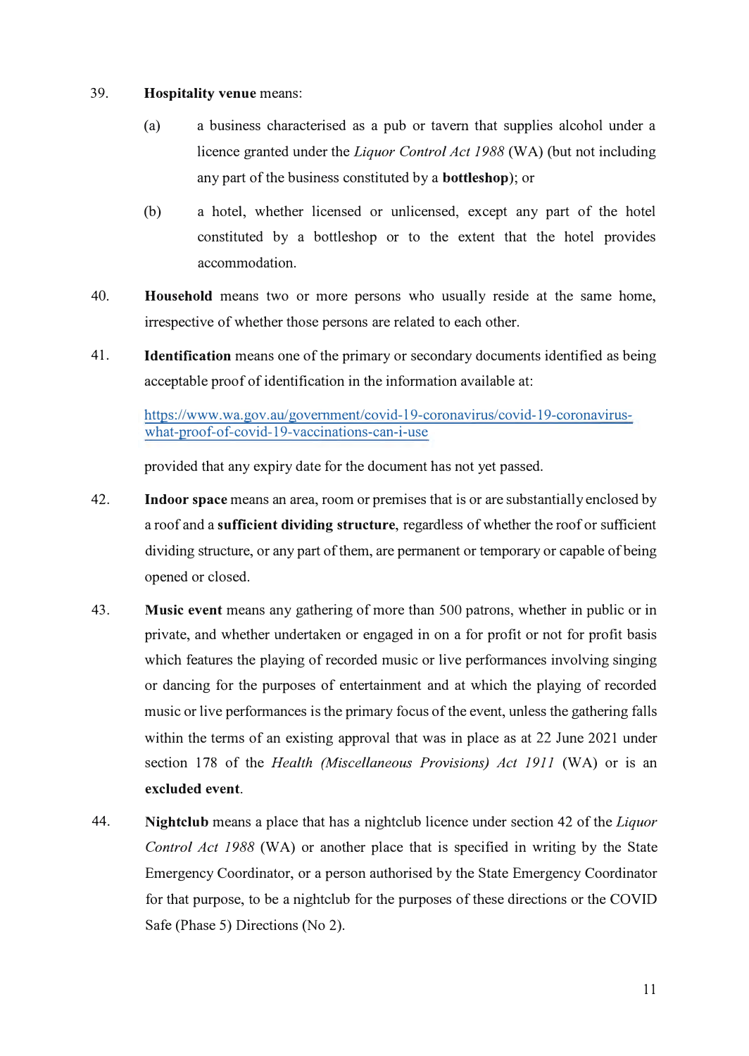39. **Hospitality venue** means:

    (a) a business characterised as a pub or tavern that supplies alcohol under a licence granted under the *Liquor Control Act 1988* (WA) (but not including any part of the business constituted by a **bottleshop**); or

    (b) a hotel, whether licensed or unlicensed, except any part of the hotel constituted by a bottleshop or to the extent that the hotel provides accommodation.

40. **Household** means two or more persons who usually reside at the same home, irrespective of whether those persons are related to each other.

41. **Identification** means one of the primary or secondary documents identified as being acceptable proof of identification in the information available at:

    https://www.wa.gov.au/government/covid-19-coronavirus/covid-19-coronavirus-what-proof-of-covid-19-vaccinations-can-i-use

    provided that any expiry date for the document has not yet passed.

42. **Indoor space** means an area, room or premises that is or are substantially enclosed by a roof and a **sufficient dividing structure**, regardless of whether the roof or sufficient dividing structure, or any part of them, are permanent or temporary or capable of being opened or closed.

43. **Music event** means any gathering of more than 500 patrons, whether in public or in private, and whether undertaken or engaged in on a for profit or not for profit basis which features the playing of recorded music or live performances involving singing or dancing for the purposes of entertainment and at which the playing of recorded music or live performances is the primary focus of the event, unless the gathering falls within the terms of an existing approval that was in place as at 22 June 2021 under section 178 of the *Health (Miscellaneous Provisions) Act 1911* (WA) or is an **excluded event**.

44. **Nightclub** means a place that has a nightclub licence under section 42 of the *Liquor Control Act 1988* (WA) or another place that is specified in writing by the State Emergency Coordinator, or a person authorised by the State Emergency Coordinator for that purpose, to be a nightclub for the purposes of these directions or the COVID Safe (Phase 5) Directions (No 2).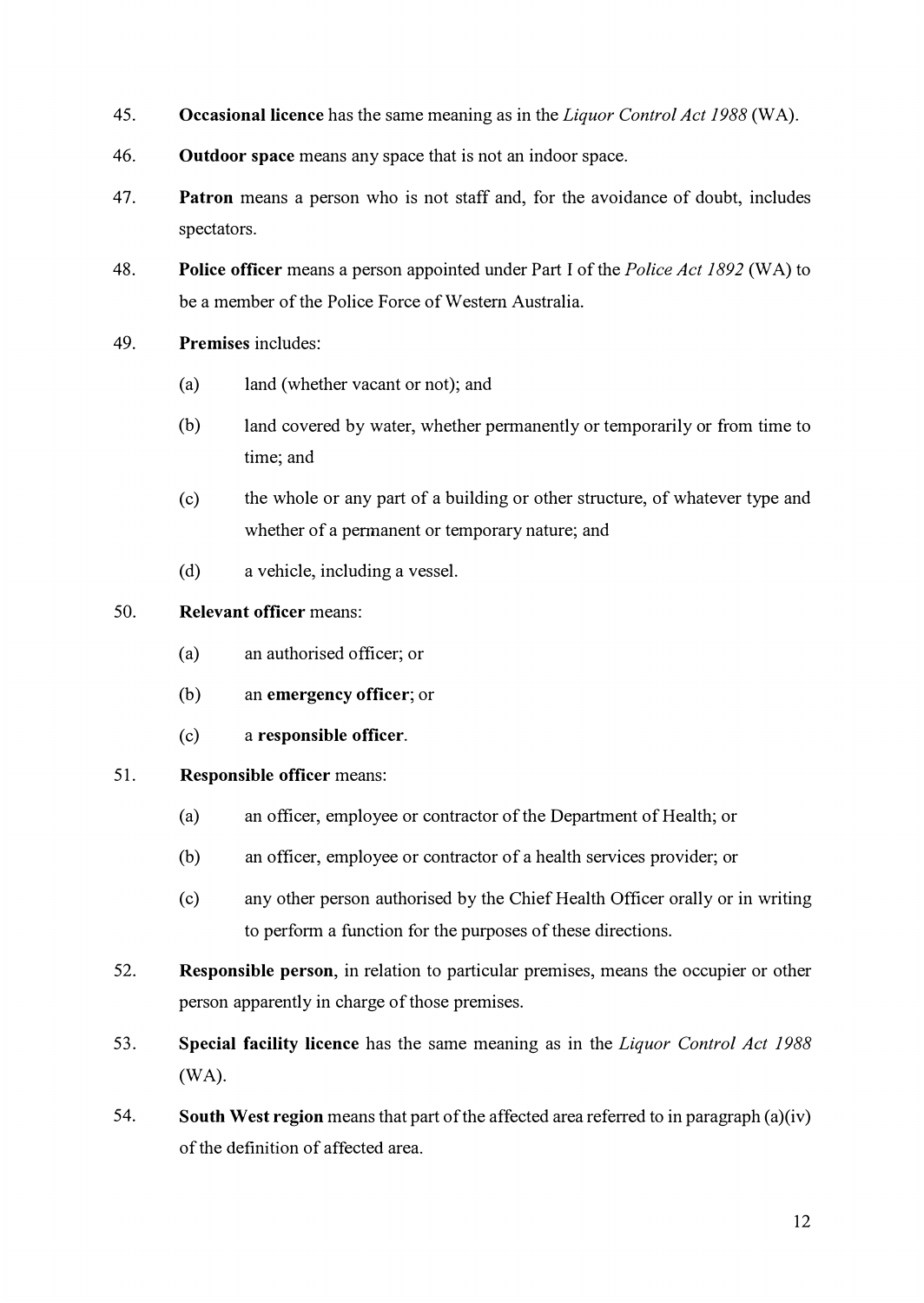45. **Occasional licence** has the same meaning as in the *Liquor Control Act 1988* (WA).

46. **Outdoor space** means any space that is not an indoor space.

47. **Patron** means a person who is not staff and, for the avoidance of doubt, includes spectators.

48. **Police officer** means a person appointed under Part I of the *Police Act 1892* (WA) to be a member of the Police Force of Western Australia.

49. **Premises** includes:

    (a) land (whether vacant or not); and

    (b) land covered by water, whether permanently or temporarily or from time to time; and

    (c) the whole or any part of a building or other structure, of whatever type and whether of a permanent or temporary nature; and

    (d) a vehicle, including a vessel.

50. **Relevant officer** means:

    (a) an authorised officer; or

    (b) an **emergency officer**; or

    (c) a **responsible officer**.

51. **Responsible officer** means:

    (a) an officer, employee or contractor of the Department of Health; or

    (b) an officer, employee or contractor of a health services provider; or

    (c) any other person authorised by the Chief Health Officer orally or in writing to perform a function for the purposes of these directions.

52. **Responsible person**, in relation to particular premises, means the occupier or other person apparently in charge of those premises.

53. **Special facility licence** has the same meaning as in the *Liquor Control Act 1988* (WA).

54. **South West region** means that part of the affected area referred to in paragraph (a)(iv) of the definition of affected area.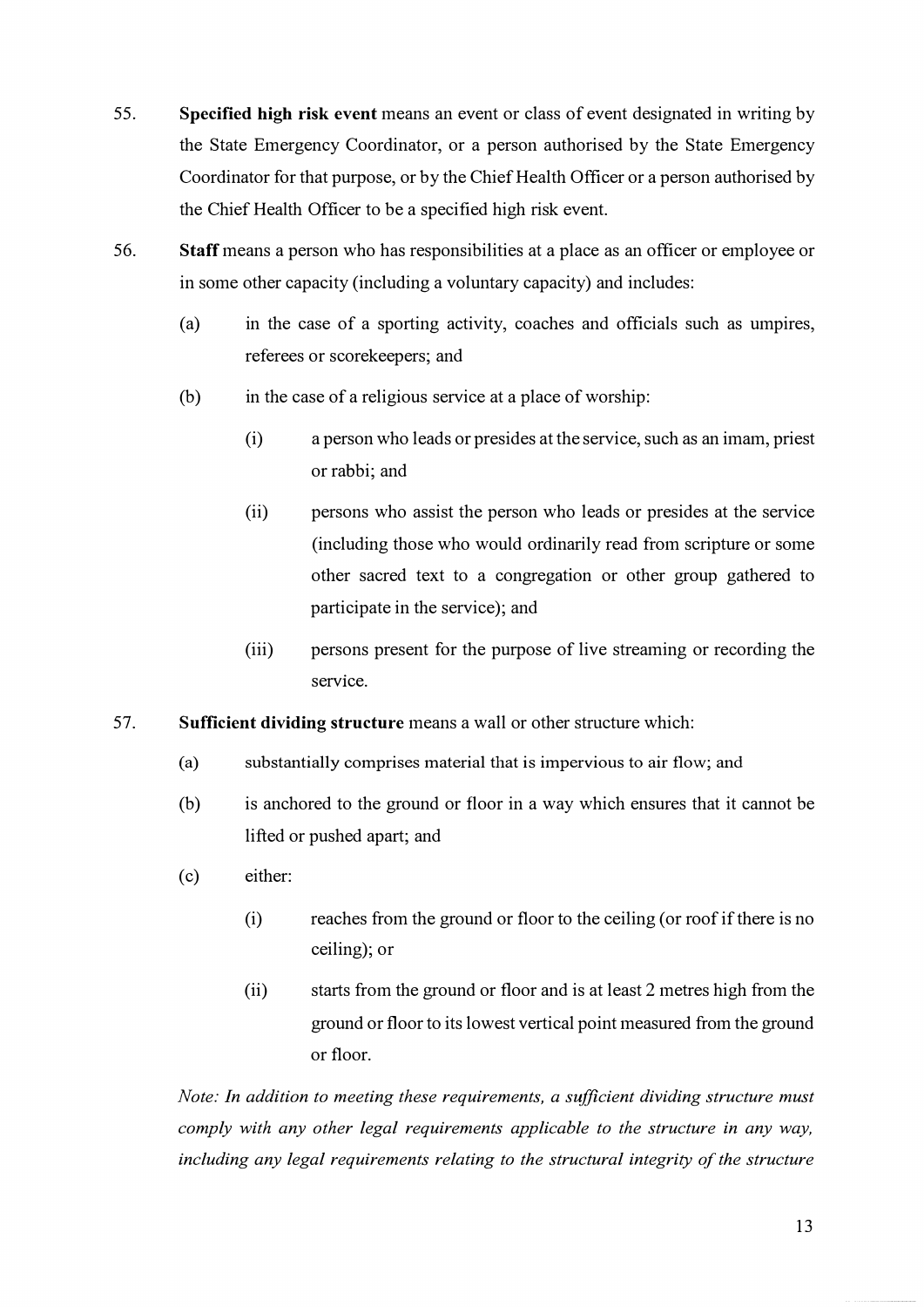55. **Specified high risk event** means an event or class of event designated in writing by the State Emergency Coordinator, or a person authorised by the State Emergency Coordinator for that purpose, or by the Chief Health Officer or a person authorised by the Chief Health Officer to be a specified high risk event.

56. **Staff** means a person who has responsibilities at a place as an officer or employee or in some other capacity (including a voluntary capacity) and includes:

    (a) in the case of a sporting activity, coaches and officials such as umpires, referees or scorekeepers; and

    (b) in the case of a religious service at a place of worship:

        (i) a person who leads or presides at the service, such as an imam, priest or rabbi; and

        (ii) persons who assist the person who leads or presides at the service (including those who would ordinarily read from scripture or some other sacred text to a congregation or other group gathered to participate in the service); and

        (iii) persons present for the purpose of live streaming or recording the service.

57. **Sufficient dividing structure** means a wall or other structure which:

    (a) substantially comprises material that is impervious to air flow; and

    (b) is anchored to the ground or floor in a way which ensures that it cannot be lifted or pushed apart; and

    (c) either:

        (i) reaches from the ground or floor to the ceiling (or roof if there is no ceiling); or

        (ii) starts from the ground or floor and is at least 2 metres high from the ground or floor to its lowest vertical point measured from the ground or floor.

    *Note: In addition to meeting these requirements, a sufficient dividing structure must comply with any other legal requirements applicable to the structure in any way, including any legal requirements relating to the structural integrity of the structure*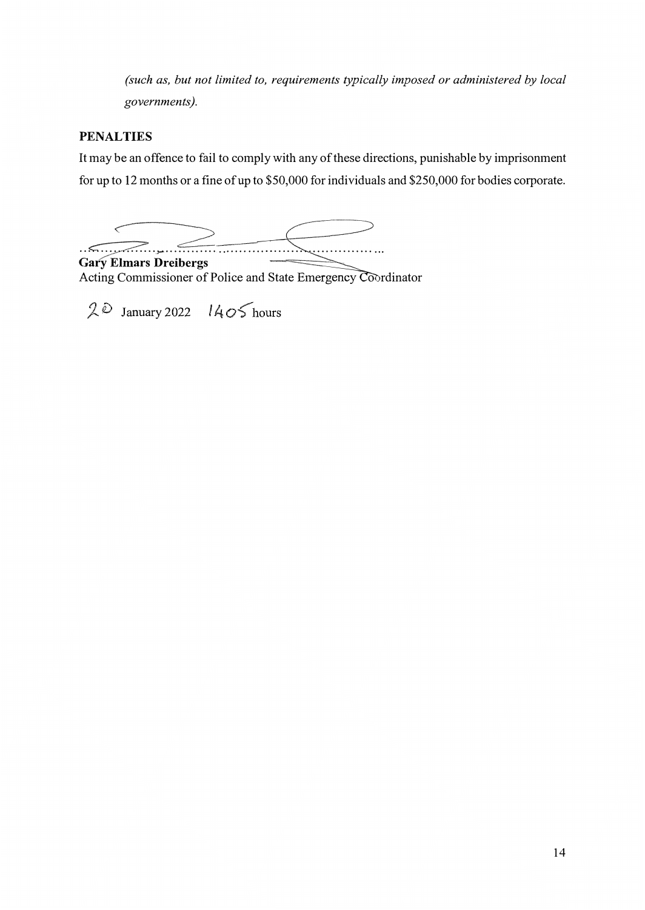*(such as, but not limited to, requirements typically imposed or administered by local governments).*

**PENALTIES**

It may be an offence to fail to comply with any of these directions, punishable by imprisonment for up to 12 months or a fine of up to $50,000 for individuals and $250,000 for bodies corporate.

……………………………………………………………

**Gary Elmars Dreibergs**
Acting Commissioner of Police and State Emergency Coordinator

20 January 2022 1405 hours